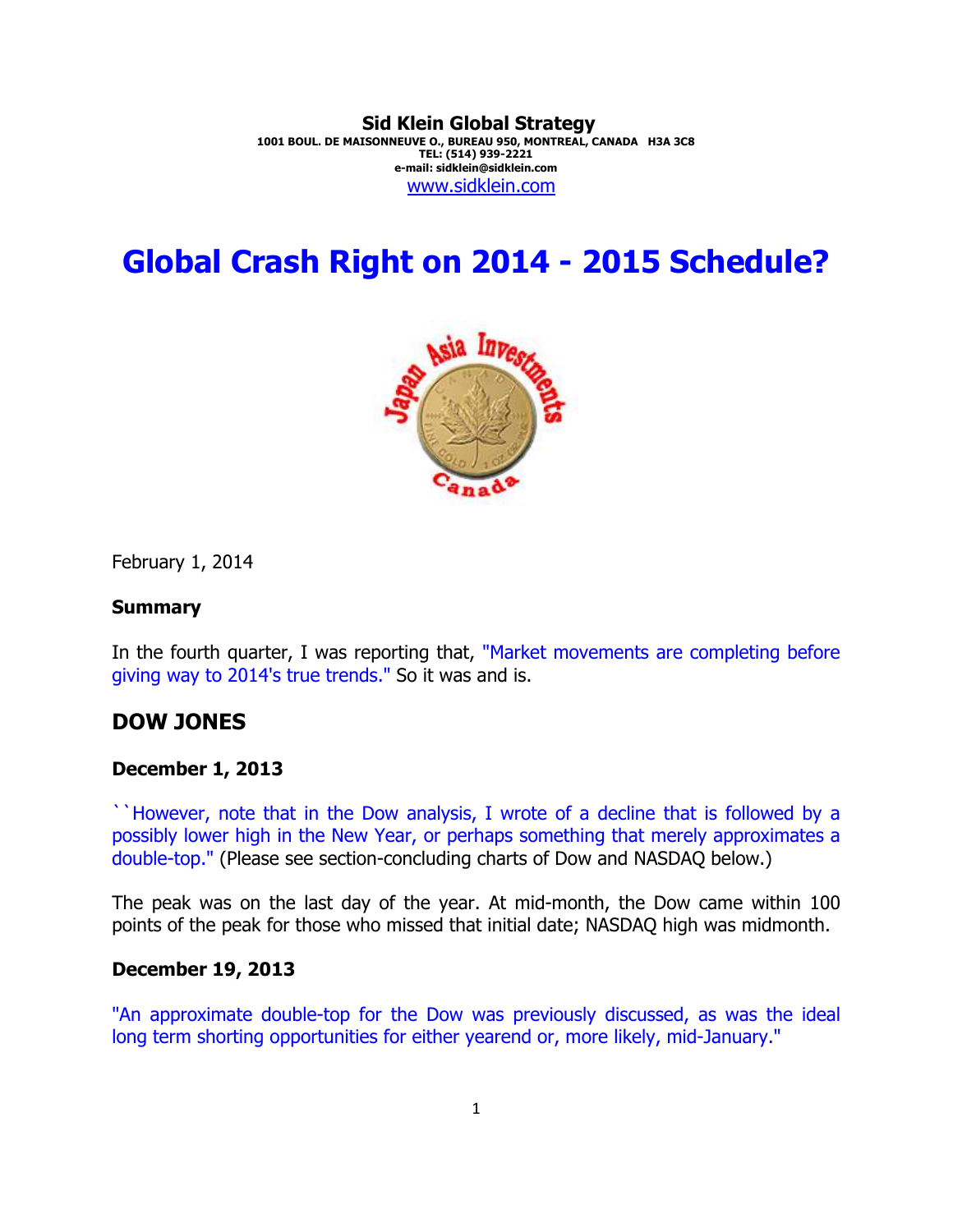**Sid Klein Global Strategy**
**1001 BOUL. DE MAISONNEUVE O., BUREAU 950, MONTREAL, CANADA H3A 3C8**
**TEL: (514) 939-2221**
**e-mail: sidklein@sidklein.com**
www.sidklein.com

# Global Crash Right on 2014 - 2015 Schedule?

February 1, 2014

**Summary**

In the fourth quarter, I was reporting that, "Market movements are completing before giving way to 2014's true trends." So it was and is.

## DOW JONES

**December 1, 2013**

``However, note that in the Dow analysis, I wrote of a decline that is followed by a possibly lower high in the New Year, or perhaps something that merely approximates a double-top." (Please see section-concluding charts of Dow and NASDAQ below.)

The peak was on the last day of the year. At mid-month, the Dow came within 100 points of the peak for those who missed that initial date; NASDAQ high was midmonth.

**December 19, 2013**

"An approximate double-top for the Dow was previously discussed, as was the ideal long term shorting opportunities for either yearend or, more likely, mid-January."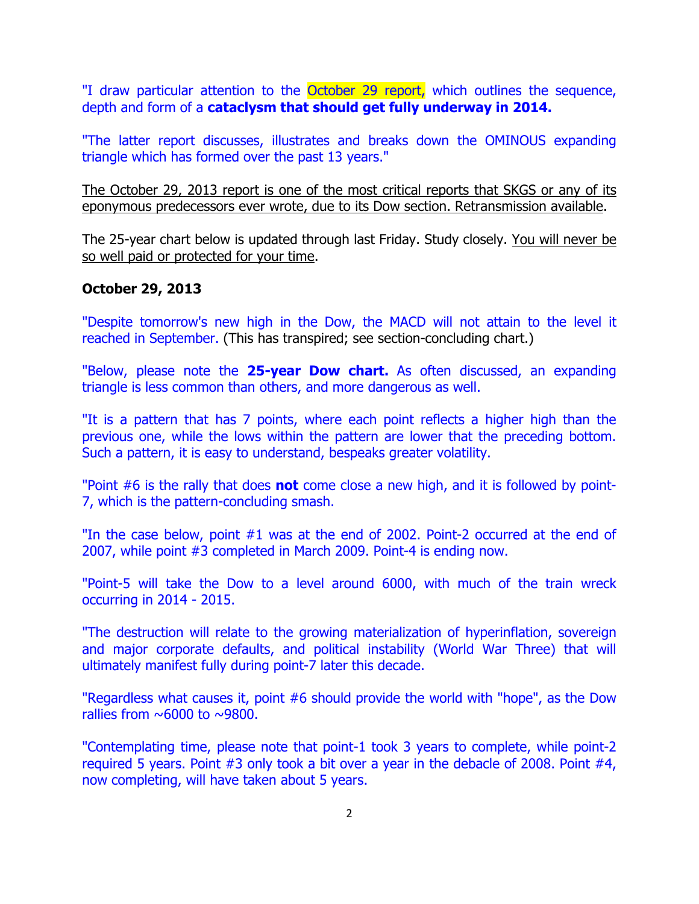"I draw particular attention to the October 29 report, which outlines the sequence, depth and form of a **cataclysm that should get fully underway in 2014.**

"The latter report discusses, illustrates and breaks down the OMINOUS expanding triangle which has formed over the past 13 years."

The October 29, 2013 report is one of the most critical reports that SKGS or any of its eponymous predecessors ever wrote, due to its Dow section. Retransmission available.

The 25-year chart below is updated through last Friday. Study closely. You will never be so well paid or protected for your time.

**October 29, 2013**

"Despite tomorrow's new high in the Dow, the MACD will not attain to the level it reached in September. (This has transpired; see section-concluding chart.)

"Below, please note the **25-year Dow chart.** As often discussed, an expanding triangle is less common than others, and more dangerous as well.

"It is a pattern that has 7 points, where each point reflects a higher high than the previous one, while the lows within the pattern are lower that the preceding bottom. Such a pattern, it is easy to understand, bespeaks greater volatility.

"Point #6 is the rally that does **not** come close a new high, and it is followed by point-7, which is the pattern-concluding smash.

"In the case below, point #1 was at the end of 2002. Point-2 occurred at the end of 2007, while point #3 completed in March 2009. Point-4 is ending now.

"Point-5 will take the Dow to a level around 6000, with much of the train wreck occurring in 2014 - 2015.

"The destruction will relate to the growing materialization of hyperinflation, sovereign and major corporate defaults, and political instability (World War Three) that will ultimately manifest fully during point-7 later this decade.

"Regardless what causes it, point #6 should provide the world with "hope", as the Dow rallies from ~6000 to ~9800.

"Contemplating time, please note that point-1 took 3 years to complete, while point-2 required 5 years. Point #3 only took a bit over a year in the debacle of 2008. Point #4, now completing, will have taken about 5 years.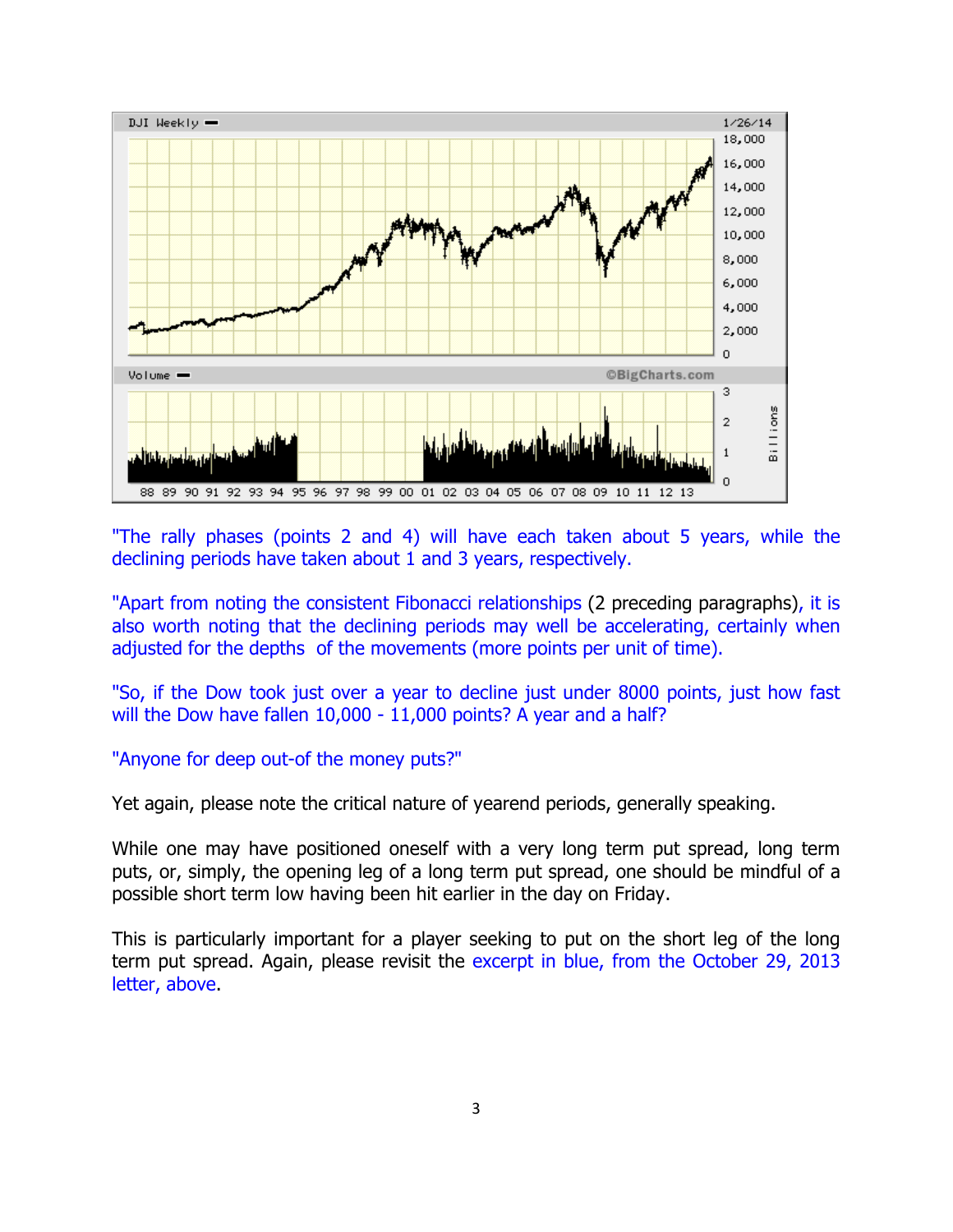"The rally phases (points 2 and 4) will have each taken about 5 years, while the declining periods have taken about 1 and 3 years, respectively.

"Apart from noting the consistent Fibonacci relationships (2 preceding paragraphs), it is also worth noting that the declining periods may well be accelerating, certainly when adjusted for the depths of the movements (more points per unit of time).

"So, if the Dow took just over a year to decline just under 8000 points, just how fast will the Dow have fallen 10,000 - 11,000 points? A year and a half?

"Anyone for deep out-of the money puts?"

Yet again, please note the critical nature of yearend periods, generally speaking.

While one may have positioned oneself with a very long term put spread, long term puts, or, simply, the opening leg of a long term put spread, one should be mindful of a possible short term low having been hit earlier in the day on Friday.

This is particularly important for a player seeking to put on the short leg of the long term put spread. Again, please revisit the excerpt in blue, from the October 29, 2013 letter, above.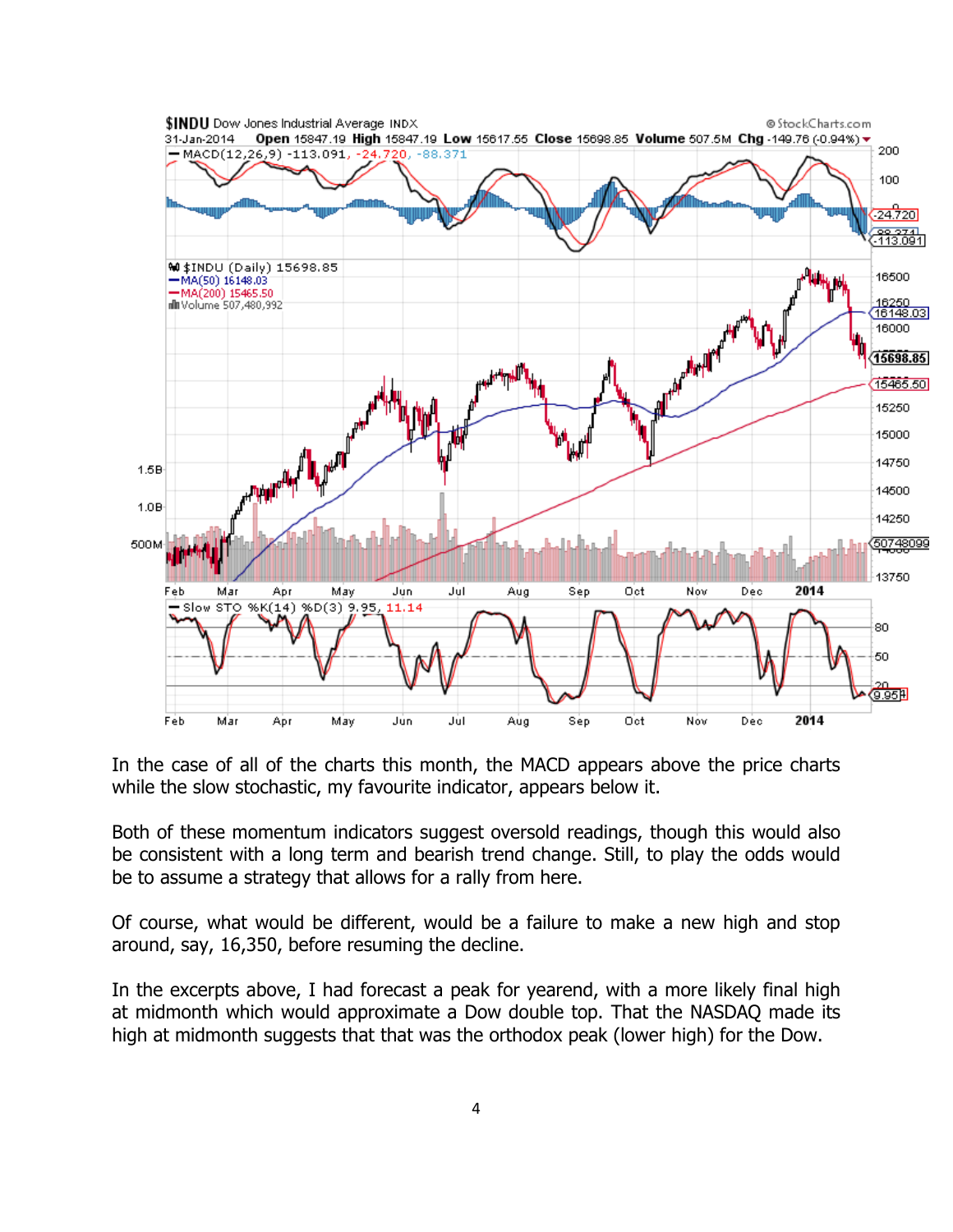In the case of all of the charts this month, the MACD appears above the price charts while the slow stochastic, my favourite indicator, appears below it.

Both of these momentum indicators suggest oversold readings, though this would also be consistent with a long term and bearish trend change. Still, to play the odds would be to assume a strategy that allows for a rally from here.

Of course, what would be different, would be a failure to make a new high and stop around, say, 16,350, before resuming the decline.

In the excerpts above, I had forecast a peak for yearend, with a more likely final high at midmonth which would approximate a Dow double top. That the NASDAQ made its high at midmonth suggests that that was the orthodox peak (lower high) for the Dow.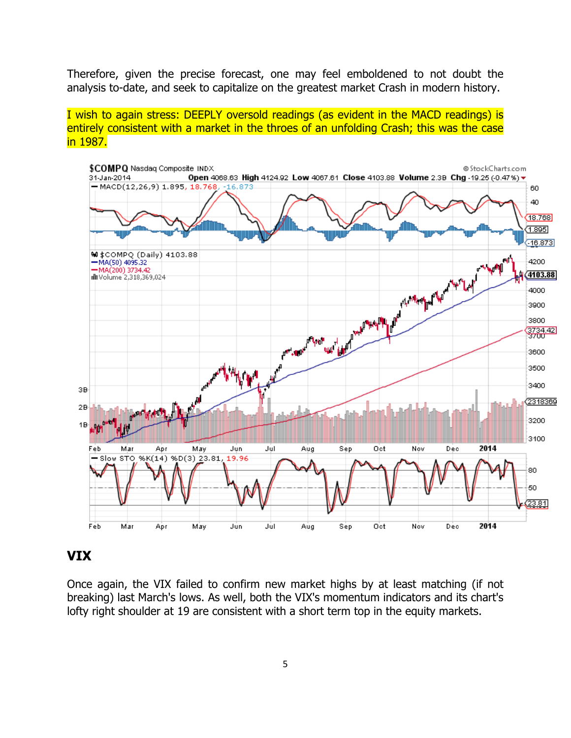Therefore, given the precise forecast, one may feel emboldened to not doubt the analysis to-date, and seek to capitalize on the greatest market Crash in modern history.

I wish to again stress: DEEPLY oversold readings (as evident in the MACD readings) is entirely consistent with a market in the throes of an unfolding Crash; this was the case in 1987.

## VIX

Once again, the VIX failed to confirm new market highs by at least matching (if not breaking) last March's lows. As well, both the VIX's momentum indicators and its chart's lofty right shoulder at 19 are consistent with a short term top in the equity markets.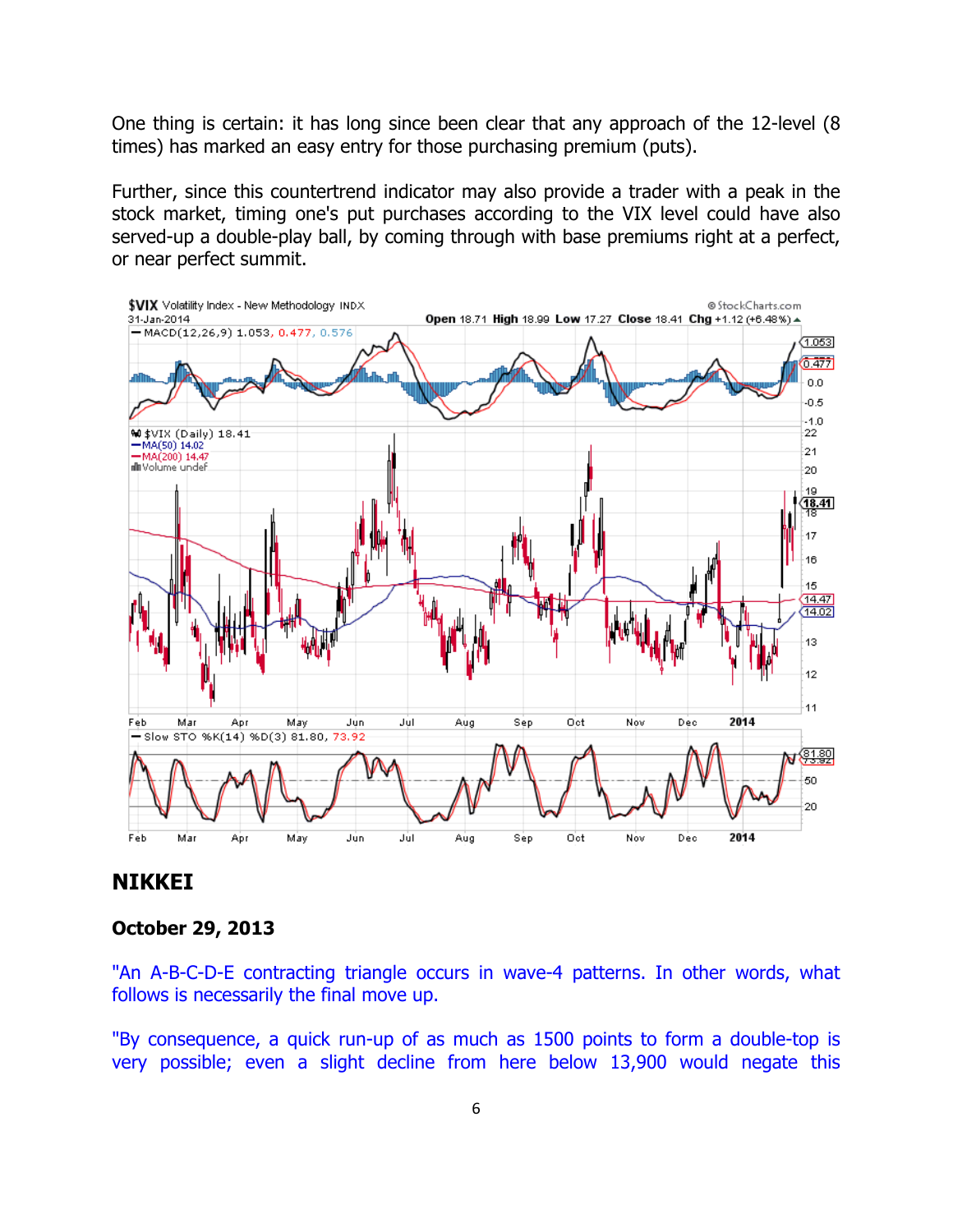One thing is certain: it has long since been clear that any approach of the 12-level (8 times) has marked an easy entry for those purchasing premium (puts).

Further, since this countertrend indicator may also provide a trader with a peak in the stock market, timing one's put purchases according to the VIX level could have also served-up a double-play ball, by coming through with base premiums right at a perfect, or near perfect summit.

## NIKKEI

### October 29, 2013

"An A-B-C-D-E contracting triangle occurs in wave-4 patterns. In other words, what follows is necessarily the final move up.

"By consequence, a quick run-up of as much as 1500 points to form a double-top is very possible; even a slight decline from here below 13,900 would negate this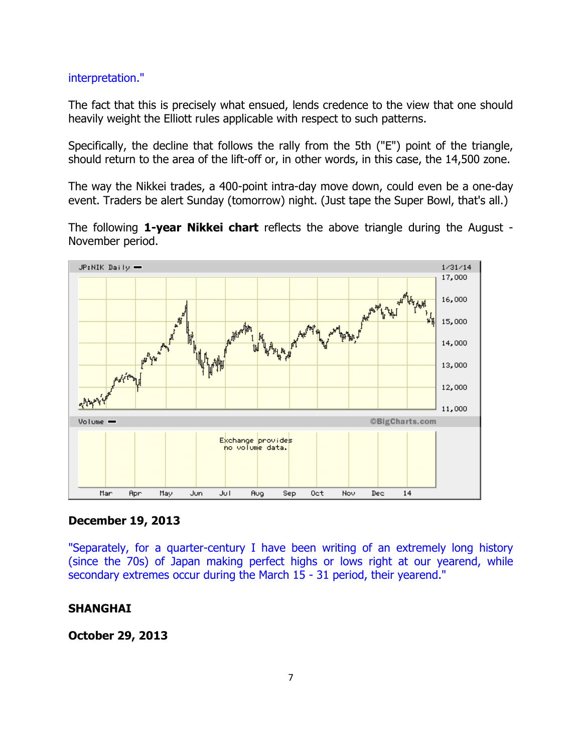interpretation."

The fact that this is precisely what ensued, lends credence to the view that one should heavily weight the Elliott rules applicable with respect to such patterns.

Specifically, the decline that follows the rally from the 5th ("E") point of the triangle, should return to the area of the lift-off or, in other words, in this case, the 14,500 zone.

The way the Nikkei trades, a 400-point intra-day move down, could even be a one-day event. Traders be alert Sunday (tomorrow) night. (Just tape the Super Bowl, that's all.)

The following **1-year Nikkei chart** reflects the above triangle during the August - November period.

**December 19, 2013**

"Separately, for a quarter-century I have been writing of an extremely long history (since the 70s) of Japan making perfect highs or lows right at our yearend, while secondary extremes occur during the March 15 - 31 period, their yearend."

**SHANGHAI**

**October 29, 2013**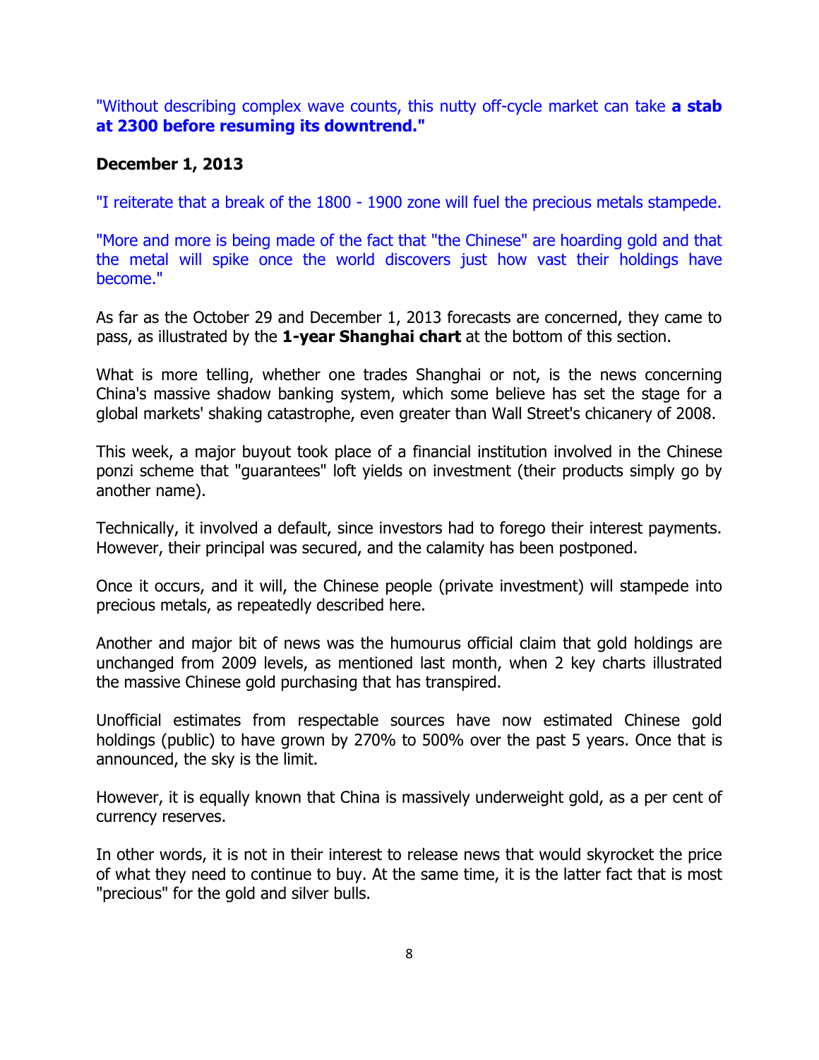"Without describing complex wave counts, this nutty off-cycle market can take **a stab at 2300 before resuming its downtrend."**

**December 1, 2013**

"I reiterate that a break of the 1800 - 1900 zone will fuel the precious metals stampede.

"More and more is being made of the fact that "the Chinese" are hoarding gold and that the metal will spike once the world discovers just how vast their holdings have become."

As far as the October 29 and December 1, 2013 forecasts are concerned, they came to pass, as illustrated by the **1-year Shanghai chart** at the bottom of this section.

What is more telling, whether one trades Shanghai or not, is the news concerning China's massive shadow banking system, which some believe has set the stage for a global markets' shaking catastrophe, even greater than Wall Street's chicanery of 2008.

This week, a major buyout took place of a financial institution involved in the Chinese ponzi scheme that "guarantees" loft yields on investment (their products simply go by another name).

Technically, it involved a default, since investors had to forego their interest payments. However, their principal was secured, and the calamity has been postponed.

Once it occurs, and it will, the Chinese people (private investment) will stampede into precious metals, as repeatedly described here.

Another and major bit of news was the humourus official claim that gold holdings are unchanged from 2009 levels, as mentioned last month, when 2 key charts illustrated the massive Chinese gold purchasing that has transpired.

Unofficial estimates from respectable sources have now estimated Chinese gold holdings (public) to have grown by 270% to 500% over the past 5 years. Once that is announced, the sky is the limit.

However, it is equally known that China is massively underweight gold, as a per cent of currency reserves.

In other words, it is not in their interest to release news that would skyrocket the price of what they need to continue to buy. At the same time, it is the latter fact that is most "precious" for the gold and silver bulls.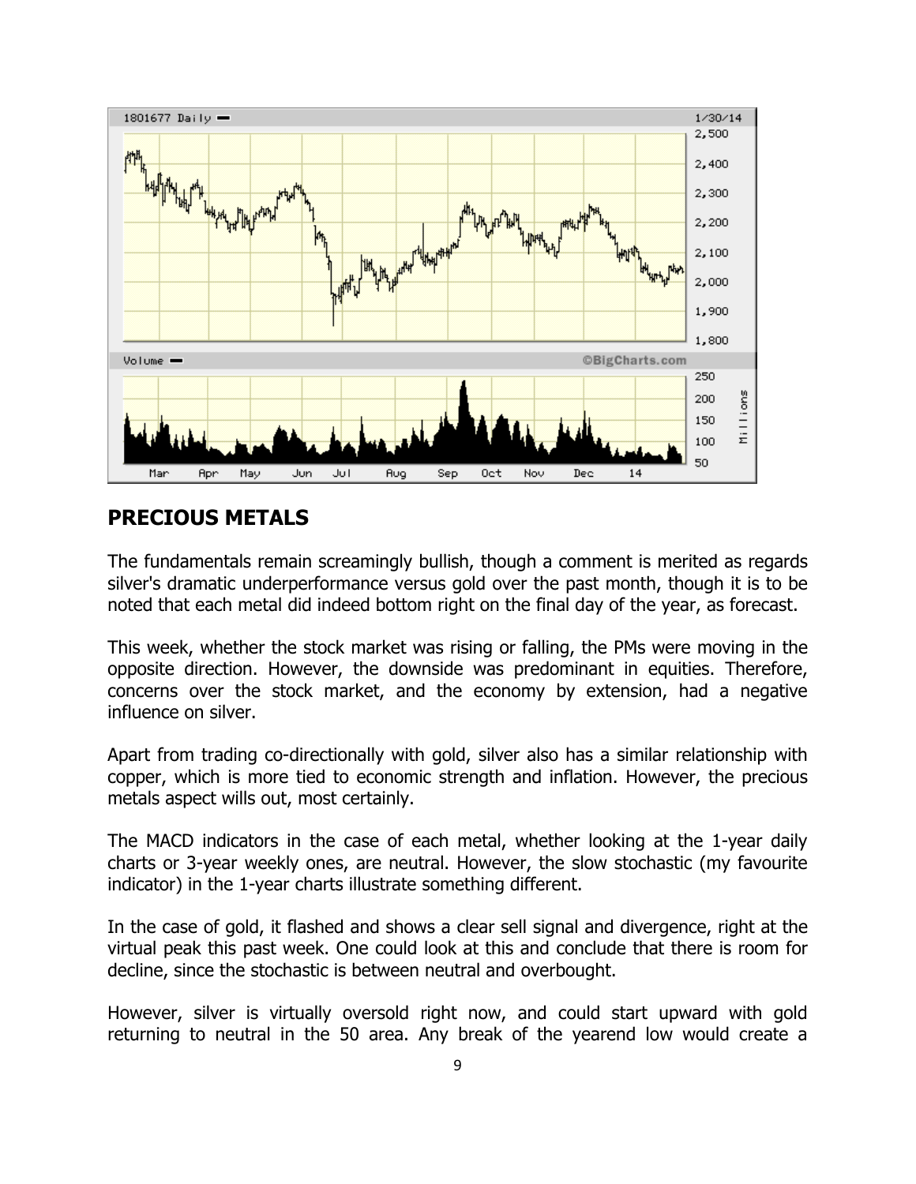## PRECIOUS METALS

The fundamentals remain screamingly bullish, though a comment is merited as regards silver's dramatic underperformance versus gold over the past month, though it is to be noted that each metal did indeed bottom right on the final day of the year, as forecast.

This week, whether the stock market was rising or falling, the PMs were moving in the opposite direction. However, the downside was predominant in equities. Therefore, concerns over the stock market, and the economy by extension, had a negative influence on silver.

Apart from trading co-directionally with gold, silver also has a similar relationship with copper, which is more tied to economic strength and inflation. However, the precious metals aspect wills out, most certainly.

The MACD indicators in the case of each metal, whether looking at the 1-year daily charts or 3-year weekly ones, are neutral. However, the slow stochastic (my favourite indicator) in the 1-year charts illustrate something different.

In the case of gold, it flashed and shows a clear sell signal and divergence, right at the virtual peak this past week. One could look at this and conclude that there is room for decline, since the stochastic is between neutral and overbought.

However, silver is virtually oversold right now, and could start upward with gold returning to neutral in the 50 area. Any break of the yearend low would create a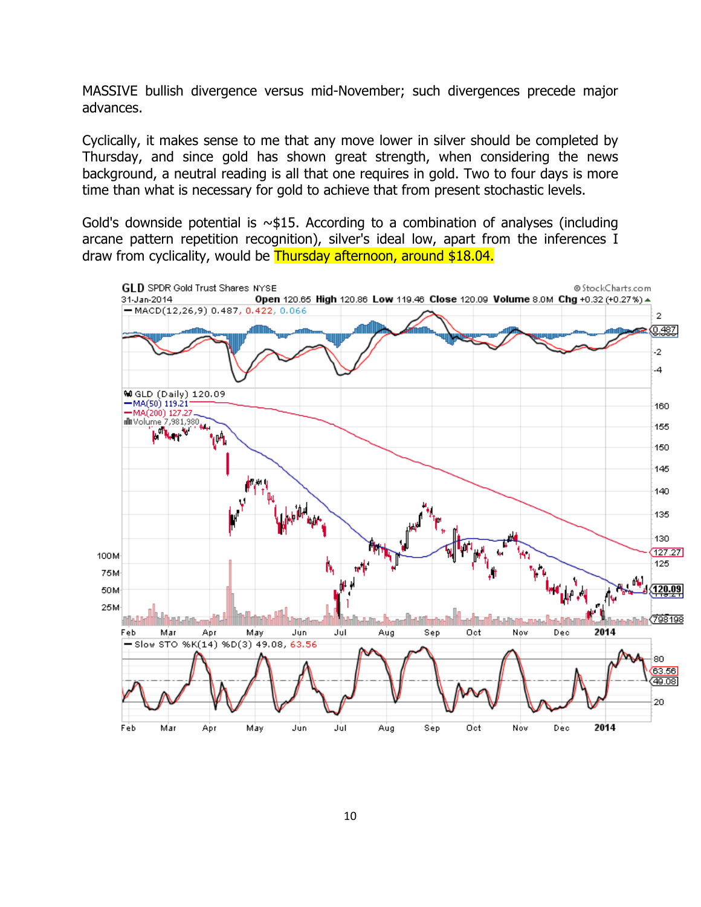MASSIVE bullish divergence versus mid-November; such divergences precede major advances.

Cyclically, it makes sense to me that any move lower in silver should be completed by Thursday, and since gold has shown great strength, when considering the news background, a neutral reading is all that one requires in gold. Two to four days is more time than what is necessary for gold to achieve that from present stochastic levels.

Gold's downside potential is ~$15. According to a combination of analyses (including arcane pattern repetition recognition), silver's ideal low, apart from the inferences I draw from cyclicality, would be Thursday afternoon, around $18.04.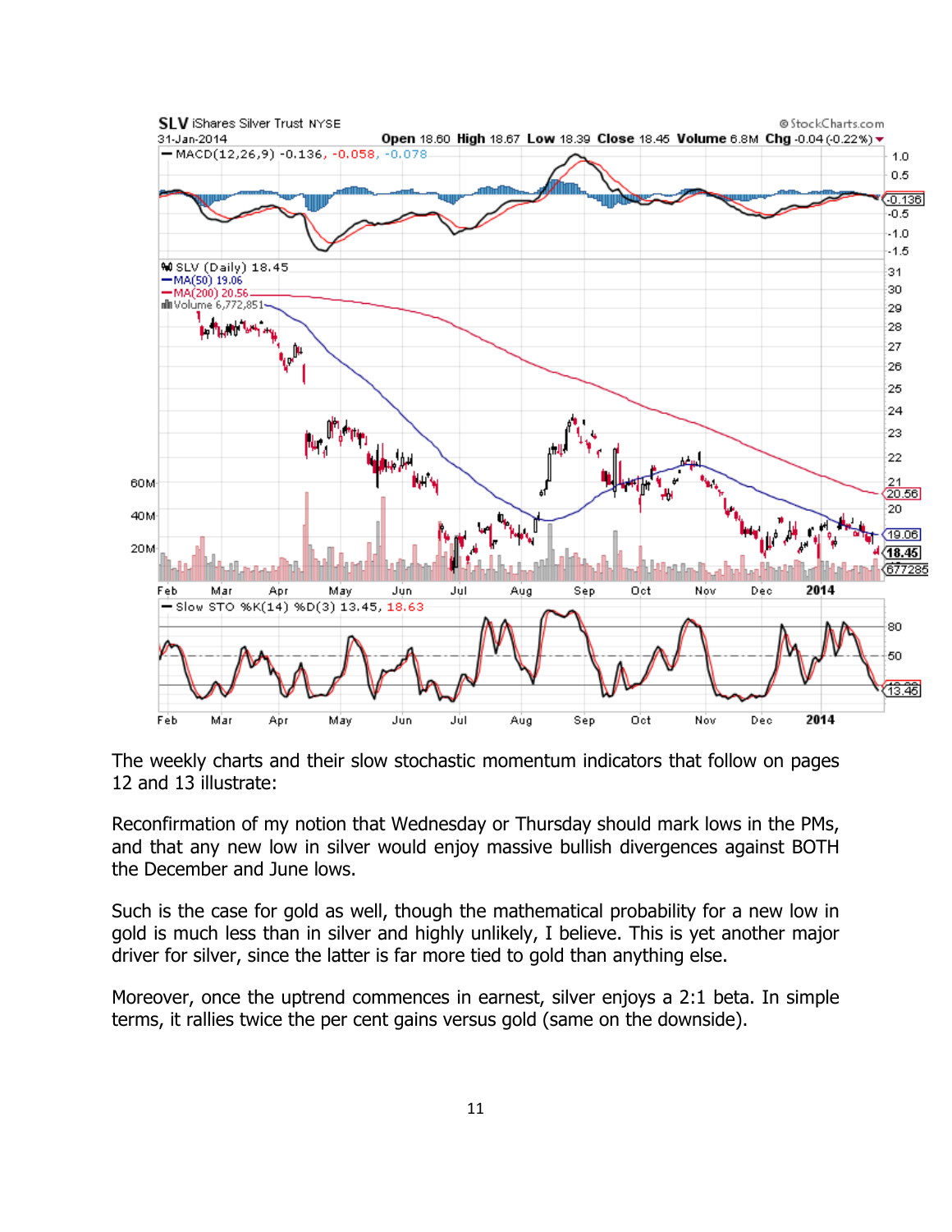The weekly charts and their slow stochastic momentum indicators that follow on pages 12 and 13 illustrate:

Reconfirmation of my notion that Wednesday or Thursday should mark lows in the PMs, and that any new low in silver would enjoy massive bullish divergences against BOTH the December and June lows.

Such is the case for gold as well, though the mathematical probability for a new low in gold is much less than in silver and highly unlikely, I believe. This is yet another major driver for silver, since the latter is far more tied to gold than anything else.

Moreover, once the uptrend commences in earnest, silver enjoys a 2:1 beta. In simple terms, it rallies twice the per cent gains versus gold (same on the downside).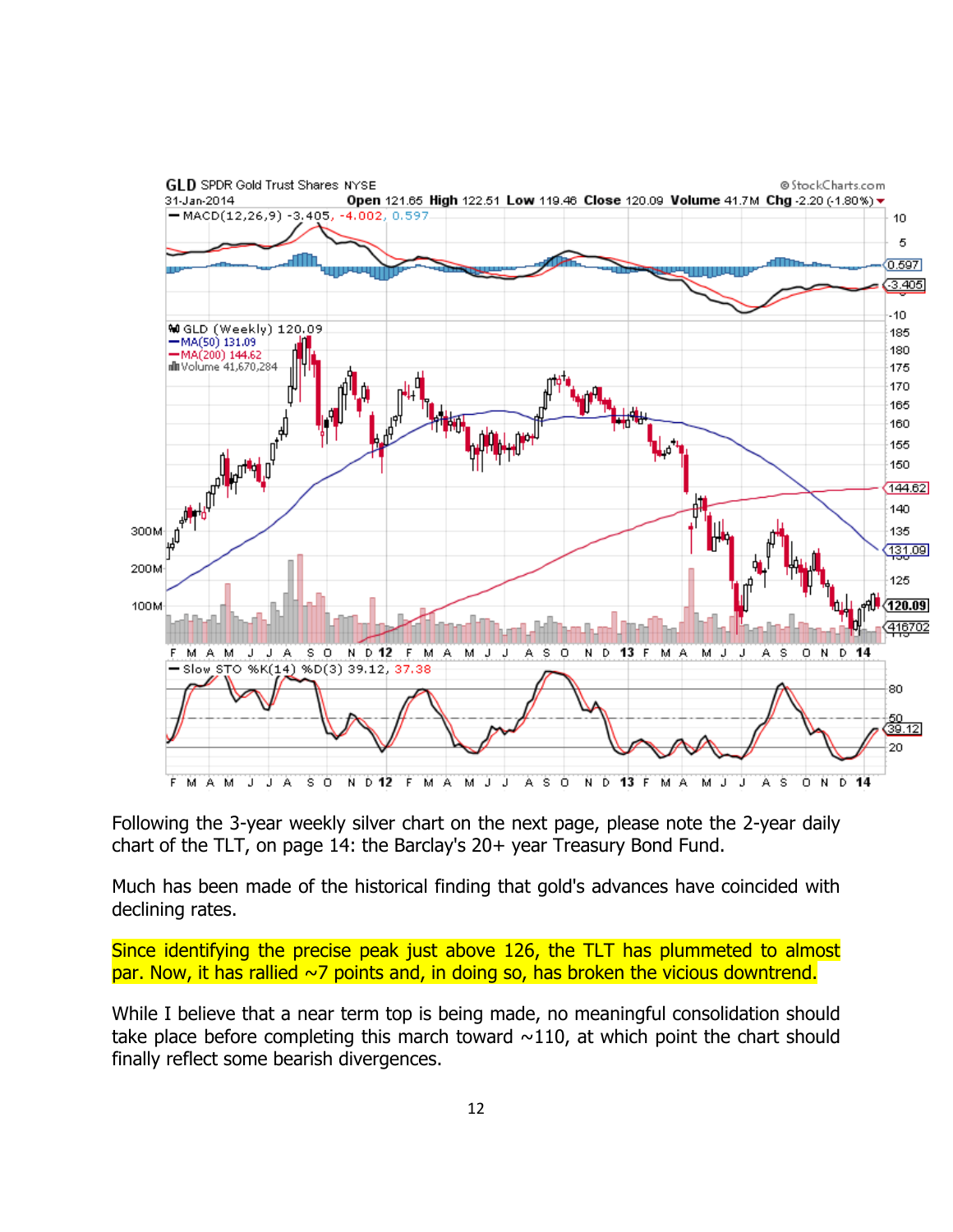Following the 3-year weekly silver chart on the next page, please note the 2-year daily chart of the TLT, on page 14: the Barclay's 20+ year Treasury Bond Fund.

Much has been made of the historical finding that gold's advances have coincided with declining rates.

Since identifying the precise peak just above 126, the TLT has plummeted to almost par. Now, it has rallied ~7 points and, in doing so, has broken the vicious downtrend.

While I believe that a near term top is being made, no meaningful consolidation should take place before completing this march toward ~110, at which point the chart should finally reflect some bearish divergences.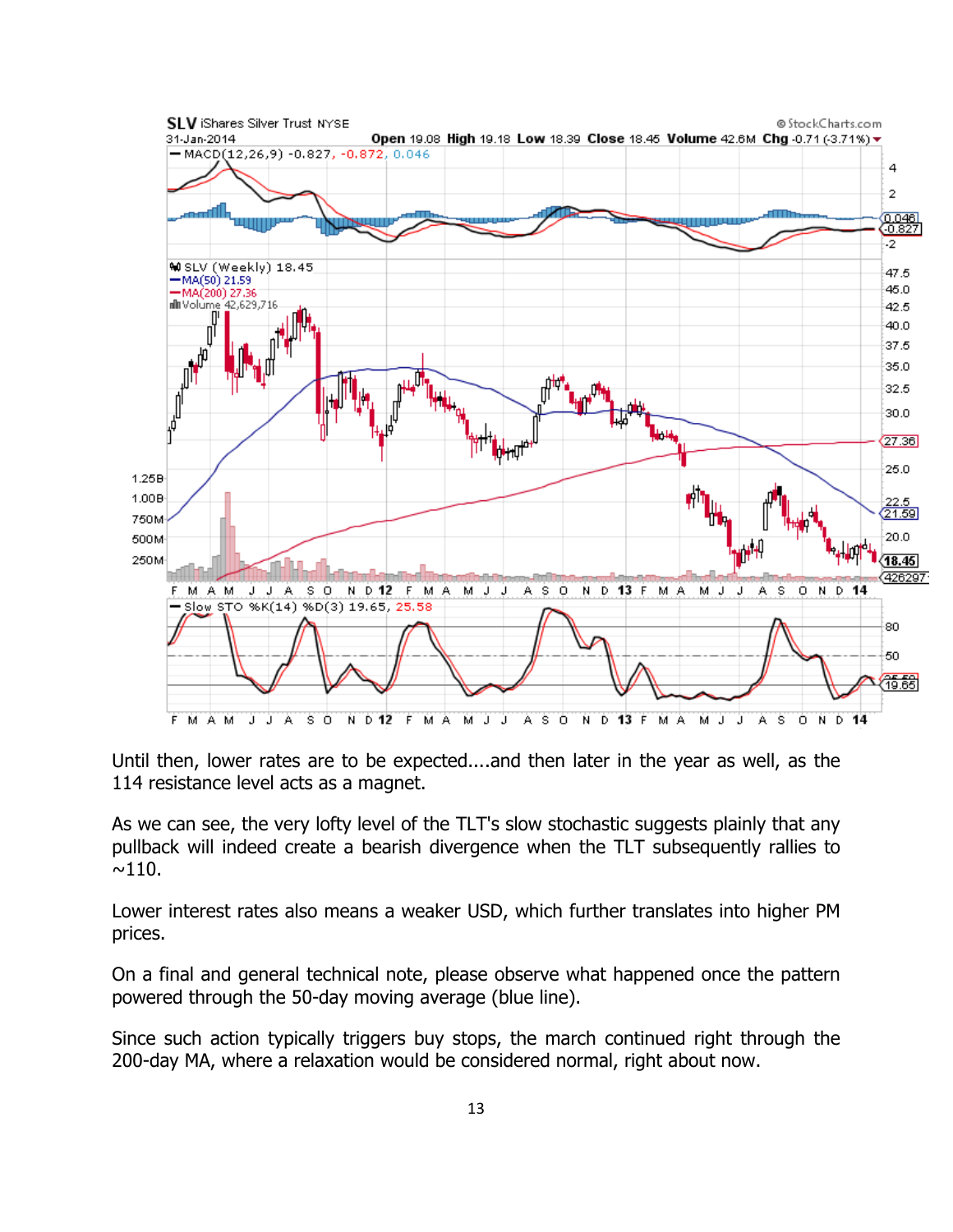Until then, lower rates are to be expected....and then later in the year as well, as the 114 resistance level acts as a magnet.

As we can see, the very lofty level of the TLT's slow stochastic suggests plainly that any pullback will indeed create a bearish divergence when the TLT subsequently rallies to ~110.

Lower interest rates also means a weaker USD, which further translates into higher PM prices.

On a final and general technical note, please observe what happened once the pattern powered through the 50-day moving average (blue line).

Since such action typically triggers buy stops, the march continued right through the 200-day MA, where a relaxation would be considered normal, right about now.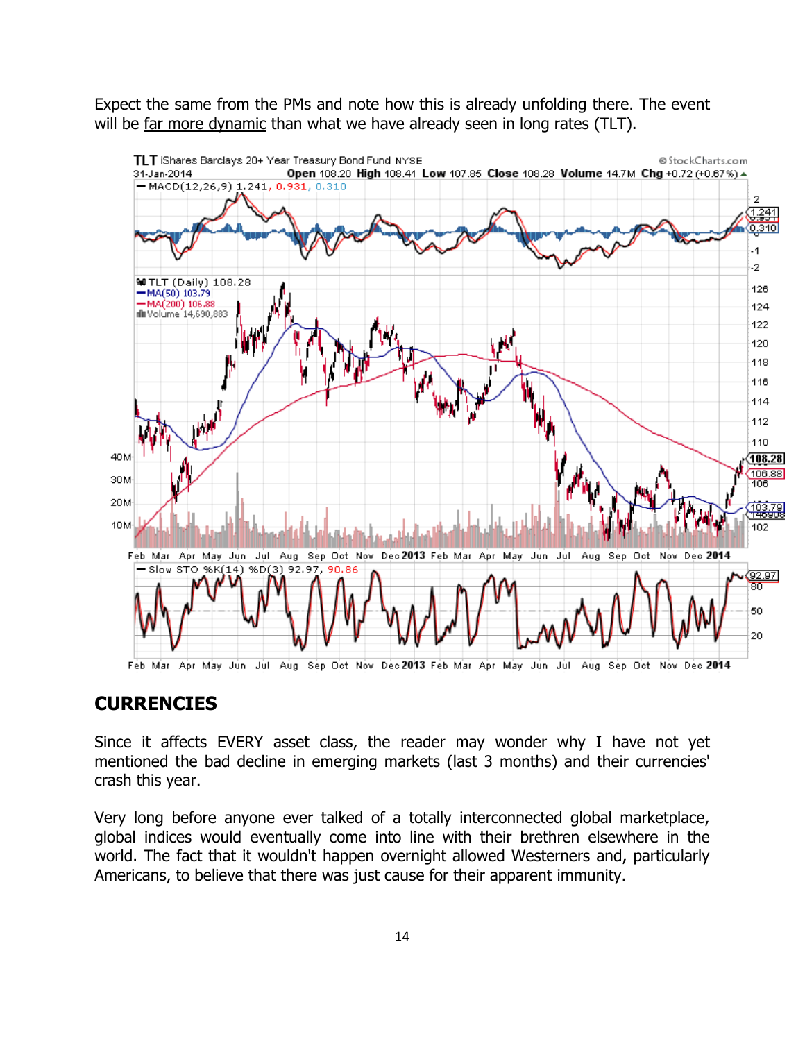Expect the same from the PMs and note how this is already unfolding there. The event will be far more dynamic than what we have already seen in long rates (TLT).

## CURRENCIES

Since it affects EVERY asset class, the reader may wonder why I have not yet mentioned the bad decline in emerging markets (last 3 months) and their currencies' crash this year.

Very long before anyone ever talked of a totally interconnected global marketplace, global indices would eventually come into line with their brethren elsewhere in the world. The fact that it wouldn't happen overnight allowed Westerners and, particularly Americans, to believe that there was just cause for their apparent immunity.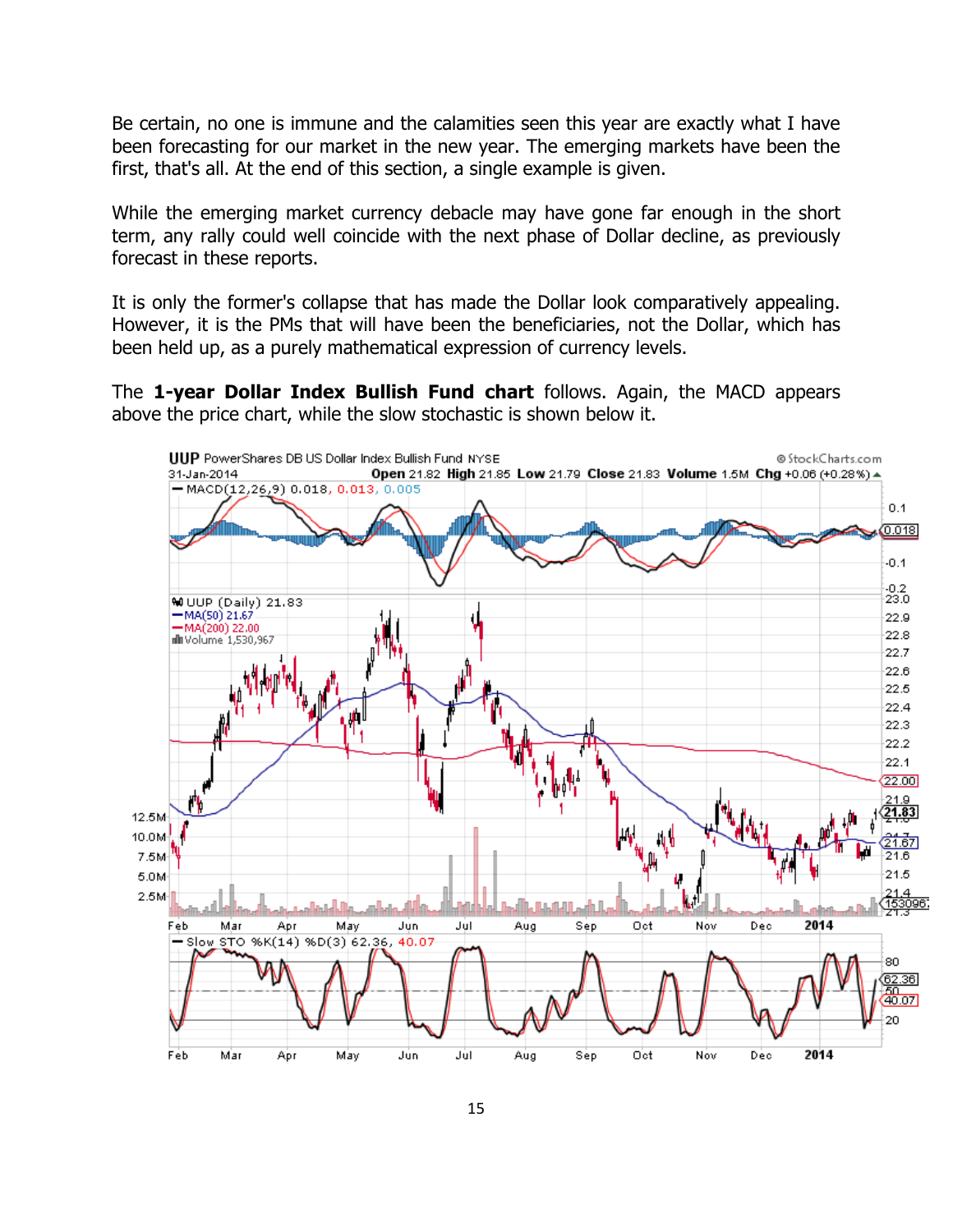Be certain, no one is immune and the calamities seen this year are exactly what I have been forecasting for our market in the new year. The emerging markets have been the first, that's all. At the end of this section, a single example is given.

While the emerging market currency debacle may have gone far enough in the short term, any rally could well coincide with the next phase of Dollar decline, as previously forecast in these reports.

It is only the former's collapse that has made the Dollar look comparatively appealing. However, it is the PMs that will have been the beneficiaries, not the Dollar, which has been held up, as a purely mathematical expression of currency levels.

The **1-year Dollar Index Bullish Fund chart** follows. Again, the MACD appears above the price chart, while the slow stochastic is shown below it.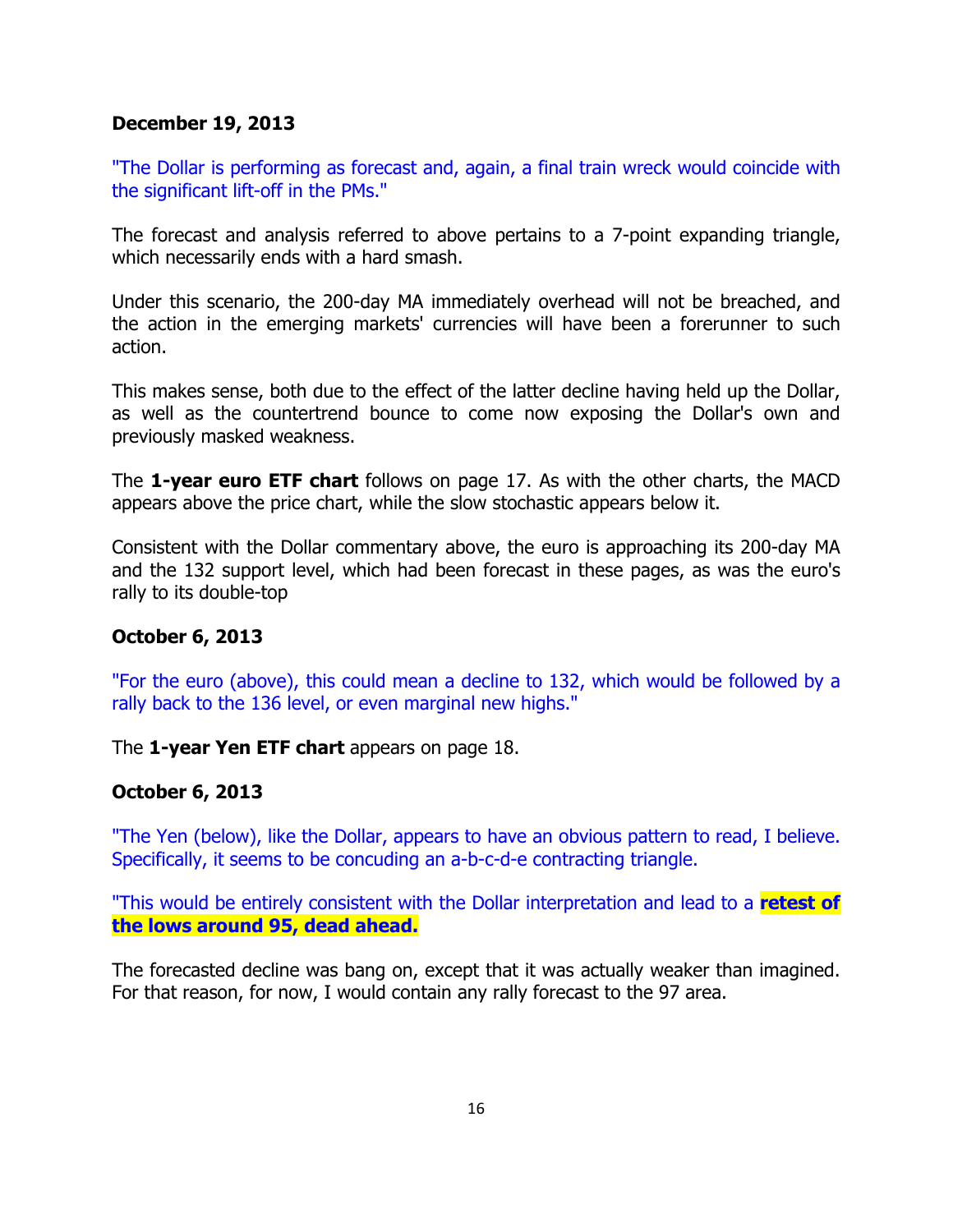**December 19, 2013**

"The Dollar is performing as forecast and, again, a final train wreck would coincide with the significant lift-off in the PMs."

The forecast and analysis referred to above pertains to a 7-point expanding triangle, which necessarily ends with a hard smash.

Under this scenario, the 200-day MA immediately overhead will not be breached, and the action in the emerging markets' currencies will have been a forerunner to such action.

This makes sense, both due to the effect of the latter decline having held up the Dollar, as well as the countertrend bounce to come now exposing the Dollar's own and previously masked weakness.

The **1-year euro ETF chart** follows on page 17. As with the other charts, the MACD appears above the price chart, while the slow stochastic appears below it.

Consistent with the Dollar commentary above, the euro is approaching its 200-day MA and the 132 support level, which had been forecast in these pages, as was the euro's rally to its double-top

**October 6, 2013**

"For the euro (above), this could mean a decline to 132, which would be followed by a rally back to the 136 level, or even marginal new highs."

The **1-year Yen ETF chart** appears on page 18.

**October 6, 2013**

"The Yen (below), like the Dollar, appears to have an obvious pattern to read, I believe. Specifically, it seems to be concuding an a-b-c-d-e contracting triangle.

"This would be entirely consistent with the Dollar interpretation and lead to a **retest of the lows around 95, dead ahead.**

The forecasted decline was bang on, except that it was actually weaker than imagined. For that reason, for now, I would contain any rally forecast to the 97 area.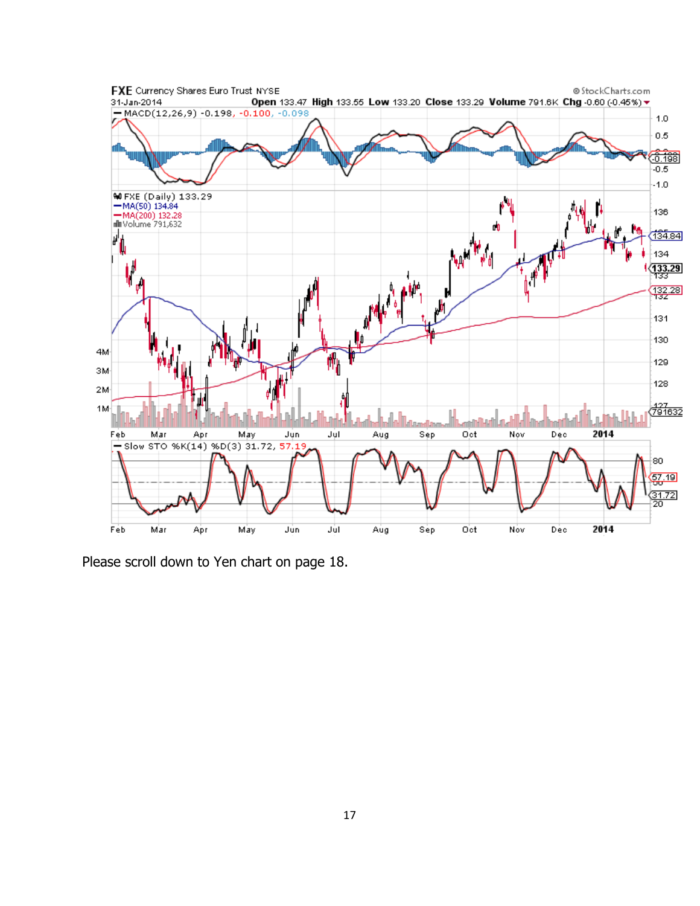Please scroll down to Yen chart on page 18.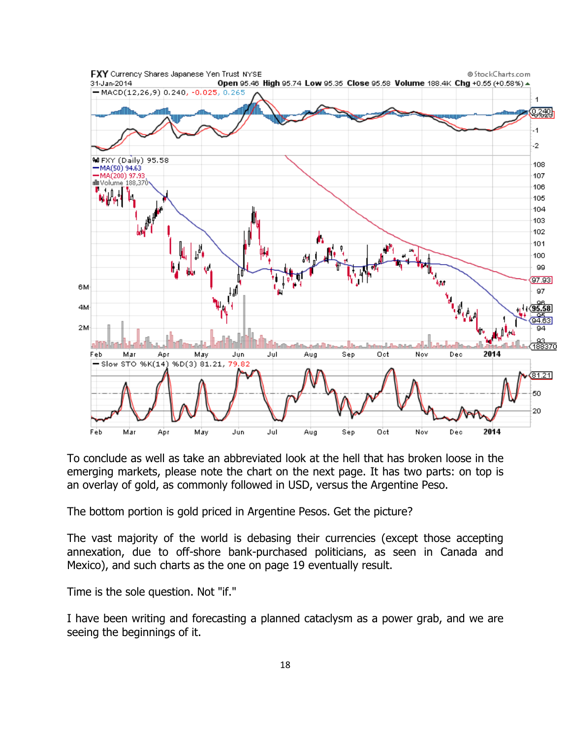To conclude as well as take an abbreviated look at the hell that has broken loose in the emerging markets, please note the chart on the next page. It has two parts: on top is an overlay of gold, as commonly followed in USD, versus the Argentine Peso.

The bottom portion is gold priced in Argentine Pesos. Get the picture?

The vast majority of the world is debasing their currencies (except those accepting annexation, due to off-shore bank-purchased politicians, as seen in Canada and Mexico), and such charts as the one on page 19 eventually result.

Time is the sole question. Not "if."

I have been writing and forecasting a planned cataclysm as a power grab, and we are seeing the beginnings of it.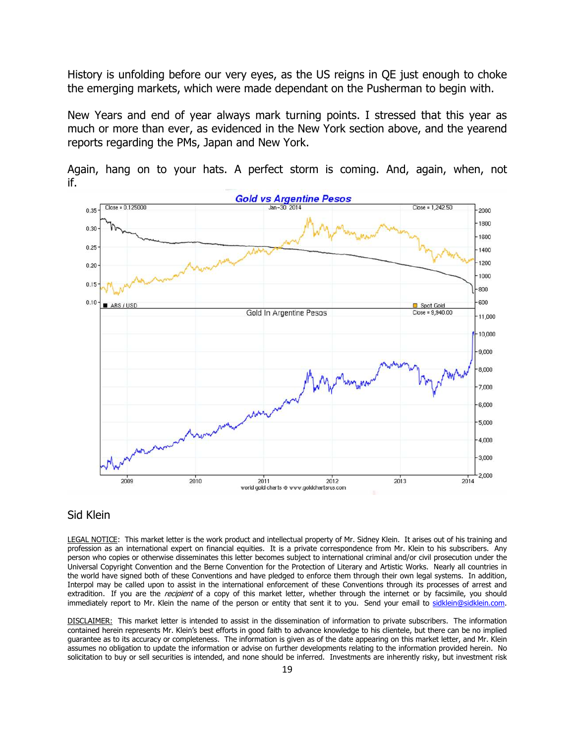History is unfolding before our very eyes, as the US reigns in QE just enough to choke the emerging markets, which were made dependant on the Pusherman to begin with.

New Years and end of year always mark turning points. I stressed that this year as much or more than ever, as evidenced in the New York section above, and the yearend reports regarding the PMs, Japan and New York.

Again, hang on to your hats. A perfect storm is coming. And, again, when, not if.

Gold vs Argentine Pesos

Gold In Argentine Pesos

world gold charts © www.goldchartsrus.com

Sid Klein

LEGAL NOTICE: This market letter is the work product and intellectual property of Mr. Sidney Klein. It arises out of his training and profession as an international expert on financial equities. It is a private correspondence from Mr. Klein to his subscribers. Any person who copies or otherwise disseminates this letter becomes subject to international criminal and/or civil prosecution under the Universal Copyright Convention and the Berne Convention for the Protection of Literary and Artistic Works. Nearly all countries in the world have signed both of these Conventions and have pledged to enforce them through their own legal systems. In addition, Interpol may be called upon to assist in the international enforcement of these Conventions through its processes of arrest and extradition. If you are the *recipient* of a copy of this market letter, whether through the internet or by facsimile, you should immediately report to Mr. Klein the name of the person or entity that sent it to you. Send your email to sidklein@sidklein.com.

DISCLAIMER: This market letter is intended to assist in the dissemination of information to private subscribers. The information contained herein represents Mr. Klein's best efforts in good faith to advance knowledge to his clientele, but there can be no implied guarantee as to its accuracy or completeness. The information is given as of the date appearing on this market letter, and Mr. Klein assumes no obligation to update the information or advise on further developments relating to the information provided herein. No solicitation to buy or sell securities is intended, and none should be inferred. Investments are inherently risky, but investment risk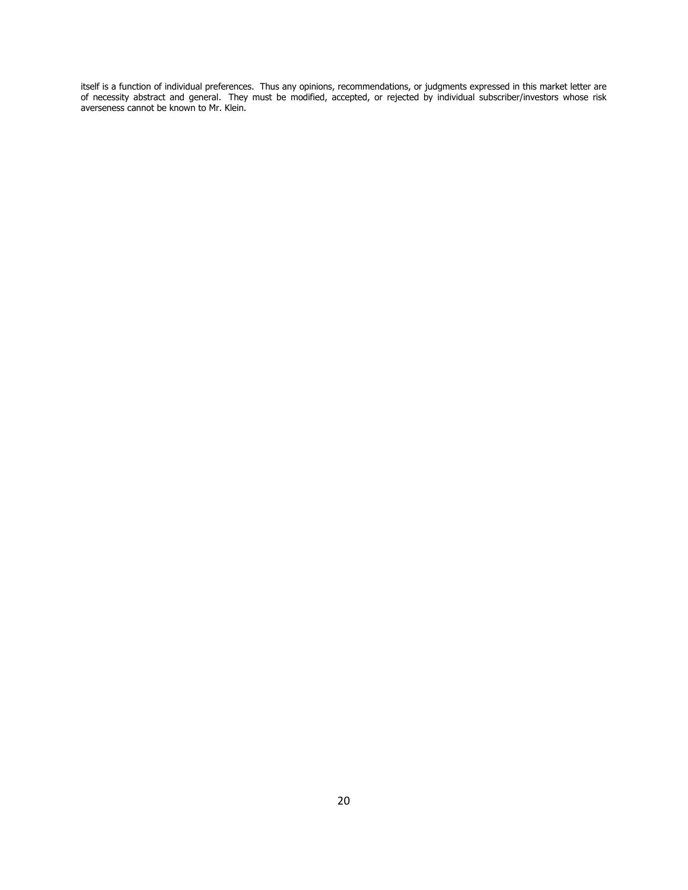itself is a function of individual preferences. Thus any opinions, recommendations, or judgments expressed in this market letter are of necessity abstract and general. They must be modified, accepted, or rejected by individual subscriber/investors whose risk averseness cannot be known to Mr. Klein.